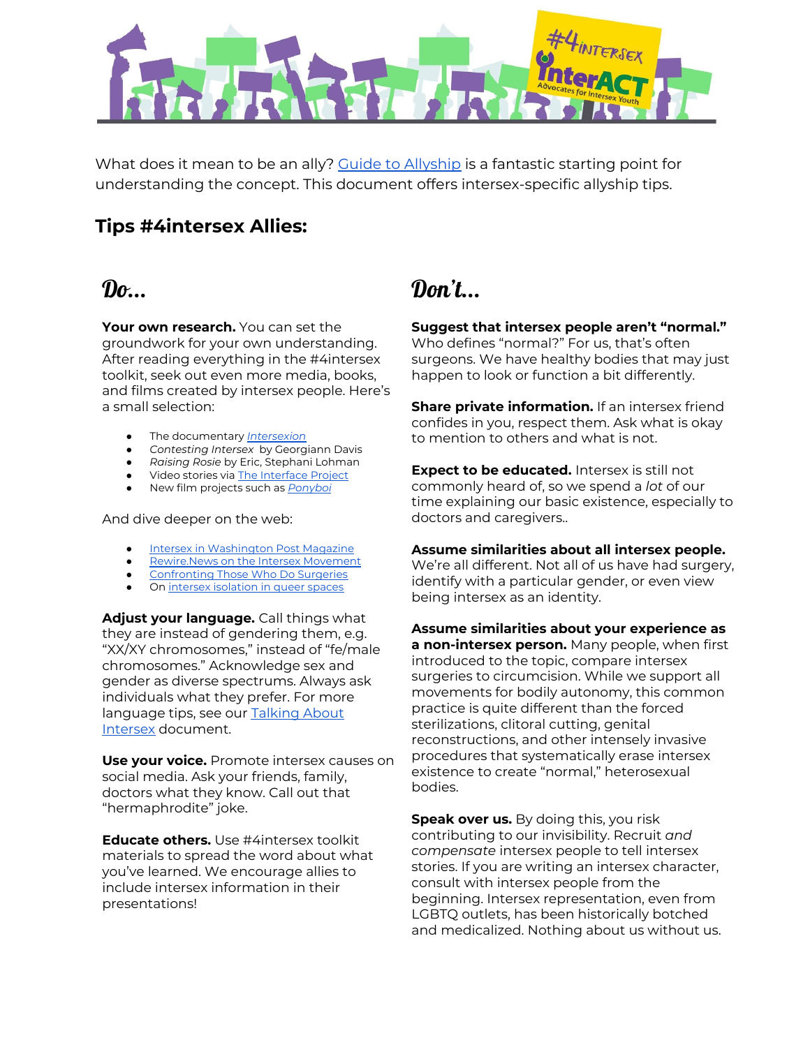What does it mean to be an ally? [Guide to Allyship](#) is a fantastic starting point for understanding the concept. This document offers intersex-specific allyship tips.

## Tips #4intersex Allies:

### Do...

**Your own research.** You can set the groundwork for your own understanding. After reading everything in the #4intersex toolkit, seek out even more media, books, and films created by intersex people. Here's a small selection:

- The documentary *Intersexion*
- *Contesting Intersex* by Georgiann Davis
- *Raising Rosie* by Eric, Stephani Lohman
- Video stories via The Interface Project
- New film projects such as *Ponyboi*

And dive deeper on the web:

- Intersex in Washington Post Magazine
- Rewire.News on the Intersex Movement
- Confronting Those Who Do Surgeries
- On intersex isolation in queer spaces

**Adjust your language.** Call things what they are instead of gendering them, e.g. "XX/XY chromosomes," instead of "fe/male chromosomes." Acknowledge sex and gender as diverse spectrums. Always ask individuals what they prefer. For more language tips, see our Talking About Intersex document.

**Use your voice.** Promote intersex causes on social media. Ask your friends, family, doctors what they know. Call out that "hermaphrodite" joke.

**Educate others.** Use #4intersex toolkit materials to spread the word about what you've learned. We encourage allies to include intersex information in their presentations!

### Don't...

**Suggest that intersex people aren't "normal."** Who defines "normal?" For us, that's often surgeons. We have healthy bodies that may just happen to look or function a bit differently.

**Share private information.** If an intersex friend confides in you, respect them. Ask what is okay to mention to others and what is not.

**Expect to be educated.** Intersex is still not commonly heard of, so we spend a *lot* of our time explaining our basic existence, especially to doctors and caregivers..

**Assume similarities about all intersex people.** We're all different. Not all of us have had surgery, identify with a particular gender, or even view being intersex as an identity.

**Assume similarities about your experience as a non-intersex person.** Many people, when first introduced to the topic, compare intersex surgeries to circumcision. While we support all movements for bodily autonomy, this common practice is quite different than the forced sterilizations, clitoral cutting, genital reconstructions, and other intensely invasive procedures that systematically erase intersex existence to create "normal," heterosexual bodies.

**Speak over us.** By doing this, you risk contributing to our invisibility. Recruit *and compensate* intersex people to tell intersex stories. If you are writing an intersex character, consult with intersex people from the beginning. Intersex representation, even from LGBTQ outlets, has been historically botched and medicalized. Nothing about us without us.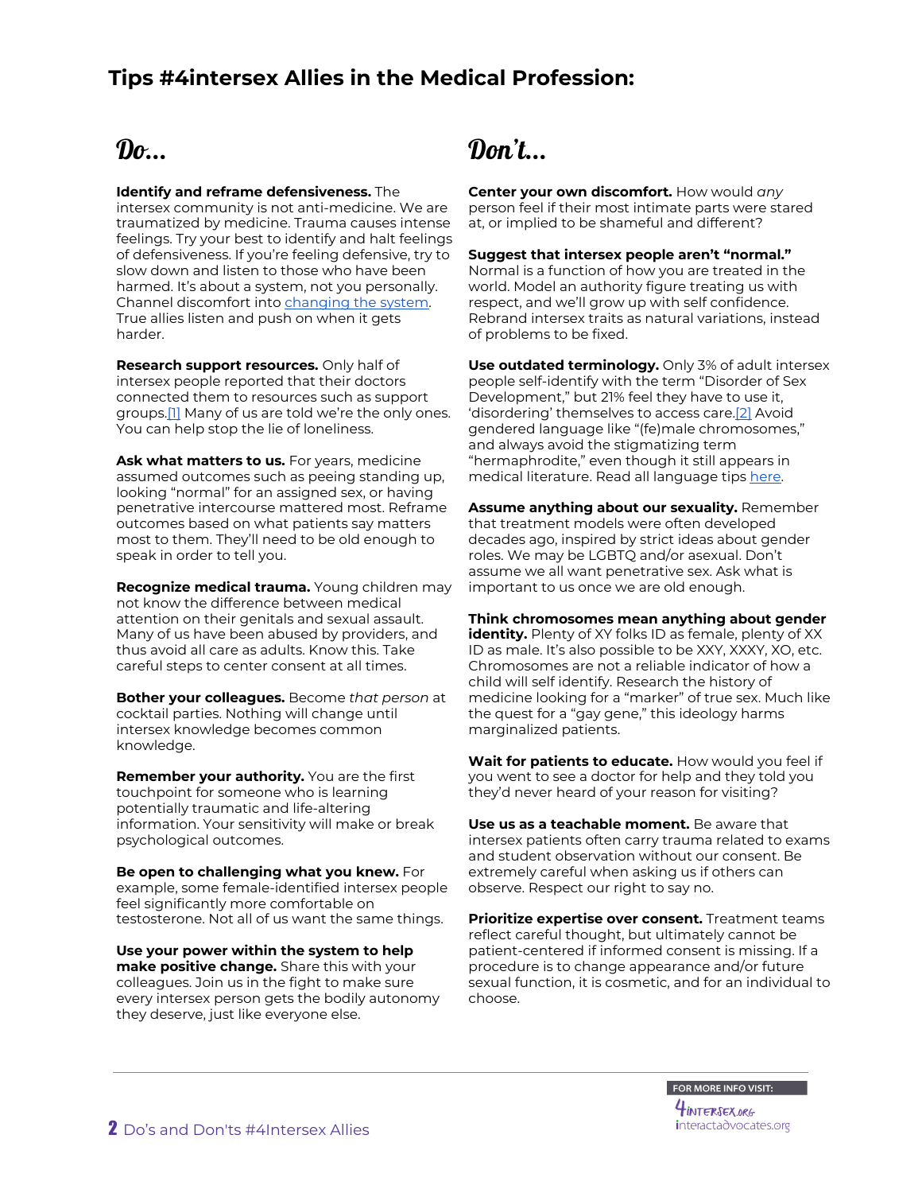# Tips #4intersex Allies in the Medical Profession:

## Do...

**Identify and reframe defensiveness.** The intersex community is not anti-medicine. We are traumatized by medicine. Trauma causes intense feelings. Try your best to identify and halt feelings of defensiveness. If you're feeling defensive, try to slow down and listen to those who have been harmed. It's about a system, not you personally. Channel discomfort into changing the system. True allies listen and push on when it gets harder.

**Research support resources.** Only half of intersex people reported that their doctors connected them to resources such as support groups.[1] Many of us are told we're the only ones. You can help stop the lie of loneliness.

**Ask what matters to us.** For years, medicine assumed outcomes such as peeing standing up, looking "normal" for an assigned sex, or having penetrative intercourse mattered most. Reframe outcomes based on what patients say matters most to them. They'll need to be old enough to speak in order to tell you.

**Recognize medical trauma.** Young children may not know the difference between medical attention on their genitals and sexual assault. Many of us have been abused by providers, and thus avoid all care as adults. Know this. Take careful steps to center consent at all times.

**Bother your colleagues.** Become *that person* at cocktail parties. Nothing will change until intersex knowledge becomes common knowledge.

**Remember your authority.** You are the first touchpoint for someone who is learning potentially traumatic and life-altering information. Your sensitivity will make or break psychological outcomes.

**Be open to challenging what you knew.** For example, some female-identified intersex people feel significantly more comfortable on testosterone. Not all of us want the same things.

**Use your power within the system to help make positive change.** Share this with your colleagues. Join us in the fight to make sure every intersex person gets the bodily autonomy they deserve, just like everyone else.

## Don't...

**Center your own discomfort.** How would *any* person feel if their most intimate parts were stared at, or implied to be shameful and different?

**Suggest that intersex people aren't "normal."** Normal is a function of how you are treated in the world. Model an authority figure treating us with respect, and we'll grow up with self confidence. Rebrand intersex traits as natural variations, instead of problems to be fixed.

**Use outdated terminology.** Only 3% of adult intersex people self-identify with the term "Disorder of Sex Development," but 21% feel they have to use it, 'disordering' themselves to access care.[2] Avoid gendered language like "(fe)male chromosomes," and always avoid the stigmatizing term "hermaphrodite," even though it still appears in medical literature. Read all language tips here.

**Assume anything about our sexuality.** Remember that treatment models were often developed decades ago, inspired by strict ideas about gender roles. We may be LGBTQ and/or asexual. Don't assume we all want penetrative sex. Ask what is important to us once we are old enough.

**Think chromosomes mean anything about gender identity.** Plenty of XY folks ID as female, plenty of XX ID as male. It's also possible to be XXY, XXXY, XO, etc. Chromosomes are not a reliable indicator of how a child will self identify. Research the history of medicine looking for a "marker" of true sex. Much like the quest for a "gay gene," this ideology harms marginalized patients.

**Wait for patients to educate.** How would you feel if you went to see a doctor for help and they told you they'd never heard of your reason for visiting?

**Use us as a teachable moment.** Be aware that intersex patients often carry trauma related to exams and student observation without our consent. Be extremely careful when asking us if others can observe. Respect our right to say no.

**Prioritize expertise over consent.** Treatment teams reflect careful thought, but ultimately cannot be patient-centered if informed consent is missing. If a procedure is to change appearance and/or future sexual function, it is cosmetic, and for an individual to choose.

FOR MORE INFO VISIT:
4intersex.org
interactadvocates.org